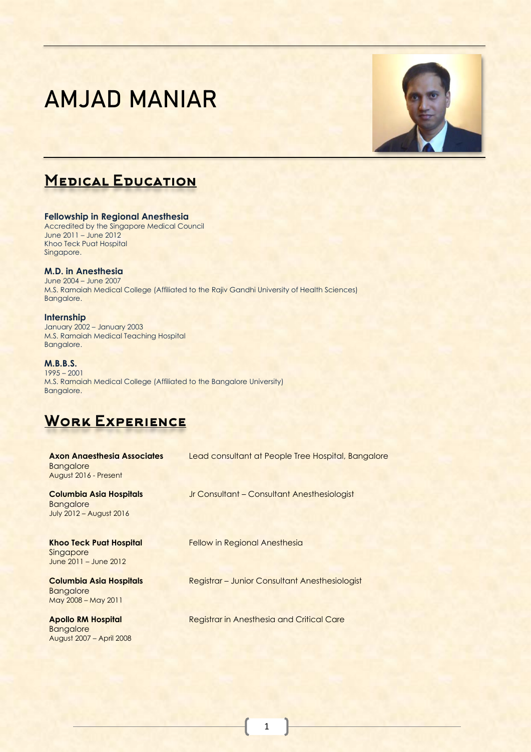# AMJAD MANIAR

## Medical Education

**Fellowship in Regional Anesthesia**
Accredited by the Singapore Medical Council
June 2011 – June 2012
Khoo Teck Puat Hospital
Singapore.

**M.D. in Anesthesia**
June 2004 – June 2007
M.S. Ramaiah Medical College (Affiliated to the Rajiv Gandhi University of Health Sciences)
Bangalore.

**Internship**
January 2002 – January 2003
M.S. Ramaiah Medical Teaching Hospital
Bangalore.

**M.B.B.S.**
1995 – 2001
M.S. Ramaiah Medical College (Affiliated to the Bangalore University)
Bangalore.

## Work Experience

**Axon Anaesthesia Associates**
Bangalore
August 2016 - Present

Lead consultant at People Tree Hospital, Bangalore

**Columbia Asia Hospitals**
Bangalore
July 2012 – August 2016

Jr Consultant – Consultant Anesthesiologist

**Khoo Teck Puat Hospital**
Singapore
June 2011 – June 2012

Fellow in Regional Anesthesia

**Columbia Asia Hospitals**
Bangalore
May 2008 – May 2011

Registrar – Junior Consultant Anesthesiologist

**Apollo RM Hospital**
Bangalore
August 2007 – April 2008

Registrar in Anesthesia and Critical Care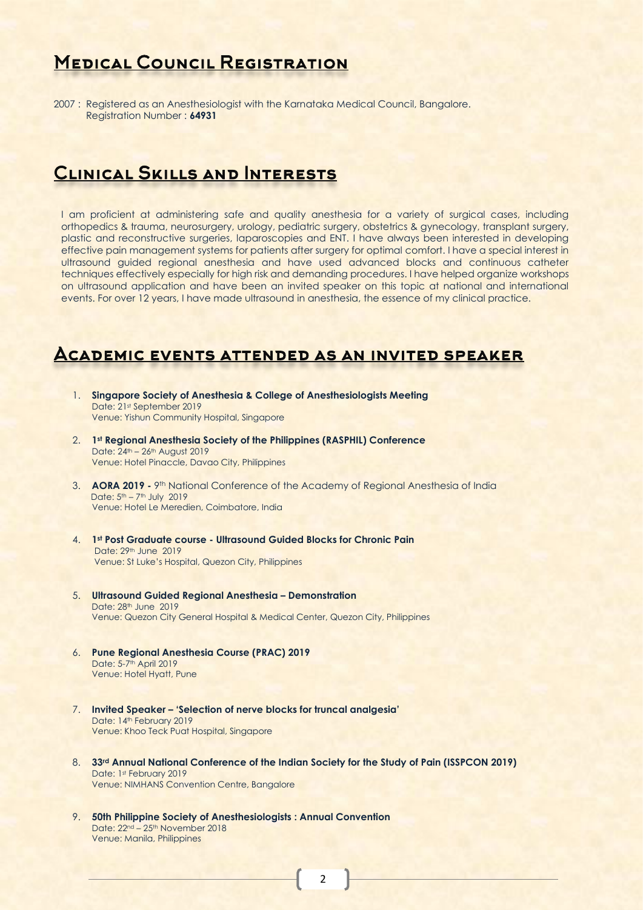## Medical Council Registration

2007 : Registered as an Anesthesiologist with the Karnataka Medical Council, Bangalore.
Registration Number : **64931**

## Clinical Skills and Interests

I am proficient at administering safe and quality anesthesia for a variety of surgical cases, including orthopedics & trauma, neurosurgery, urology, pediatric surgery, obstetrics & gynecology, transplant surgery, plastic and reconstructive surgeries, laparoscopies and ENT. I have always been interested in developing effective pain management systems for patients after surgery for optimal comfort. I have a special interest in ultrasound guided regional anesthesia and have used advanced blocks and continuous catheter techniques effectively especially for high risk and demanding procedures. I have helped organize workshops on ultrasound application and have been an invited speaker on this topic at national and international events. For over 12 years, I have made ultrasound in anesthesia, the essence of my clinical practice.

## Academic events attended as an invited speaker

1. **Singapore Society of Anesthesia & College of Anesthesiologists Meeting**
   Date: 21st September 2019
   Venue: Yishun Community Hospital, Singapore

2. **1st Regional Anesthesia Society of the Philippines (RASPHIL) Conference**
   Date: 24th – 26th August 2019
   Venue: Hotel Pinaccle, Davao City, Philippines

3. **AORA 2019 -** 9th National Conference of the Academy of Regional Anesthesia of India
   Date: 5th – 7th July 2019
   Venue: Hotel Le Meredien, Coimbatore, India

4. **1st Post Graduate course - Ultrasound Guided Blocks for Chronic Pain**
   Date: 29th June 2019
   Venue: St Luke's Hospital, Quezon City, Philippines

5. **Ultrasound Guided Regional Anesthesia – Demonstration**
   Date: 28th June 2019
   Venue: Quezon City General Hospital & Medical Center, Quezon City, Philippines

6. **Pune Regional Anesthesia Course (PRAC) 2019**
   Date: 5-7th April 2019
   Venue: Hotel Hyatt, Pune

7. **Invited Speaker – 'Selection of nerve blocks for truncal analgesia'**
   Date: 14th February 2019
   Venue: Khoo Teck Puat Hospital, Singapore

8. **33rd Annual National Conference of the Indian Society for the Study of Pain (ISSPCON 2019)**
   Date: 1st February 2019
   Venue: NIMHANS Convention Centre, Bangalore

9. **50th Philippine Society of Anesthesiologists : Annual Convention**
   Date: 22nd – 25th November 2018
   Venue: Manila, Philippines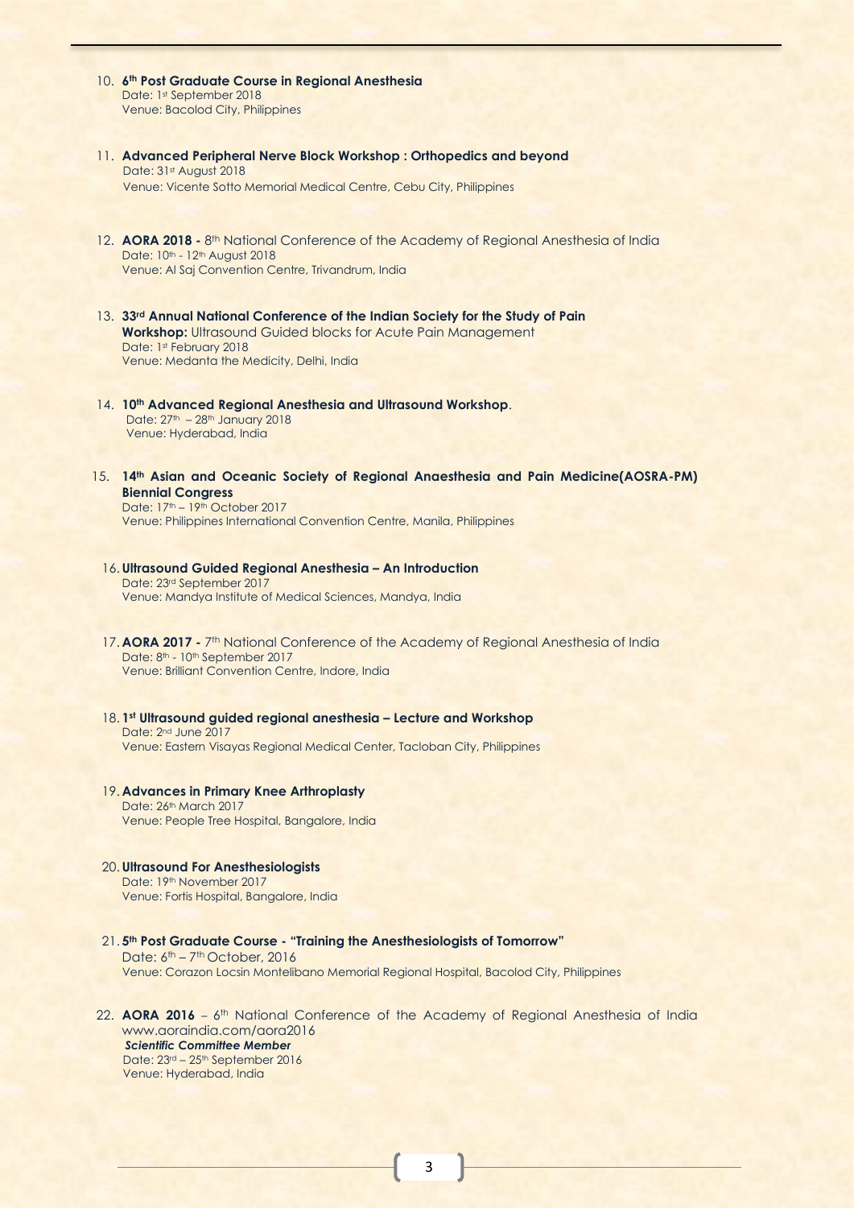10. **6th Post Graduate Course in Regional Anesthesia**
    Date: 1st September 2018
    Venue: Bacolod City, Philippines

11. **Advanced Peripheral Nerve Block Workshop : Orthopedics and beyond**
    Date: 31st August 2018
    Venue: Vicente Sotto Memorial Medical Centre, Cebu City, Philippines

12. **AORA 2018 -** 8th National Conference of the Academy of Regional Anesthesia of India
    Date: 10th - 12th August 2018
    Venue: Al Saj Convention Centre, Trivandrum, India

13. **33rd Annual National Conference of the Indian Society for the Study of Pain**
    **Workshop:** Ultrasound Guided blocks for Acute Pain Management
    Date: 1st February 2018
    Venue: Medanta the Medicity, Delhi, India

14. **10th Advanced Regional Anesthesia and Ultrasound Workshop**.
    Date: 27th – 28th January 2018
    Venue: Hyderabad, India

15. **14th Asian and Oceanic Society of Regional Anaesthesia and Pain Medicine(AOSRA-PM) Biennial Congress**
    Date: 17th – 19th October 2017
    Venue: Philippines International Convention Centre, Manila, Philippines

16. **Ultrasound Guided Regional Anesthesia – An Introduction**
    Date: 23rd September 2017
    Venue: Mandya Institute of Medical Sciences, Mandya, India

17. **AORA 2017 -** 7th National Conference of the Academy of Regional Anesthesia of India
    Date: 8th - 10th September 2017
    Venue: Brilliant Convention Centre, Indore, India

18. **1st Ultrasound guided regional anesthesia – Lecture and Workshop**
    Date: 2nd June 2017
    Venue: Eastern Visayas Regional Medical Center, Tacloban City, Philippines

19. **Advances in Primary Knee Arthroplasty**
    Date: 26th March 2017
    Venue: People Tree Hospital, Bangalore, India

20. **Ultrasound For Anesthesiologists**
    Date: 19th November 2017
    Venue: Fortis Hospital, Bangalore, India

21. **5th Post Graduate Course - "Training the Anesthesiologists of Tomorrow"**
    Date: 6th – 7th October, 2016
    Venue: Corazon Locsin Montelibano Memorial Regional Hospital, Bacolod City, Philippines

22. **AORA 2016** – 6th National Conference of the Academy of Regional Anesthesia of India www.aoraindia.com/aora2016
    ***Scientific Committee Member***
    Date: 23rd – 25th September 2016
    Venue: Hyderabad, India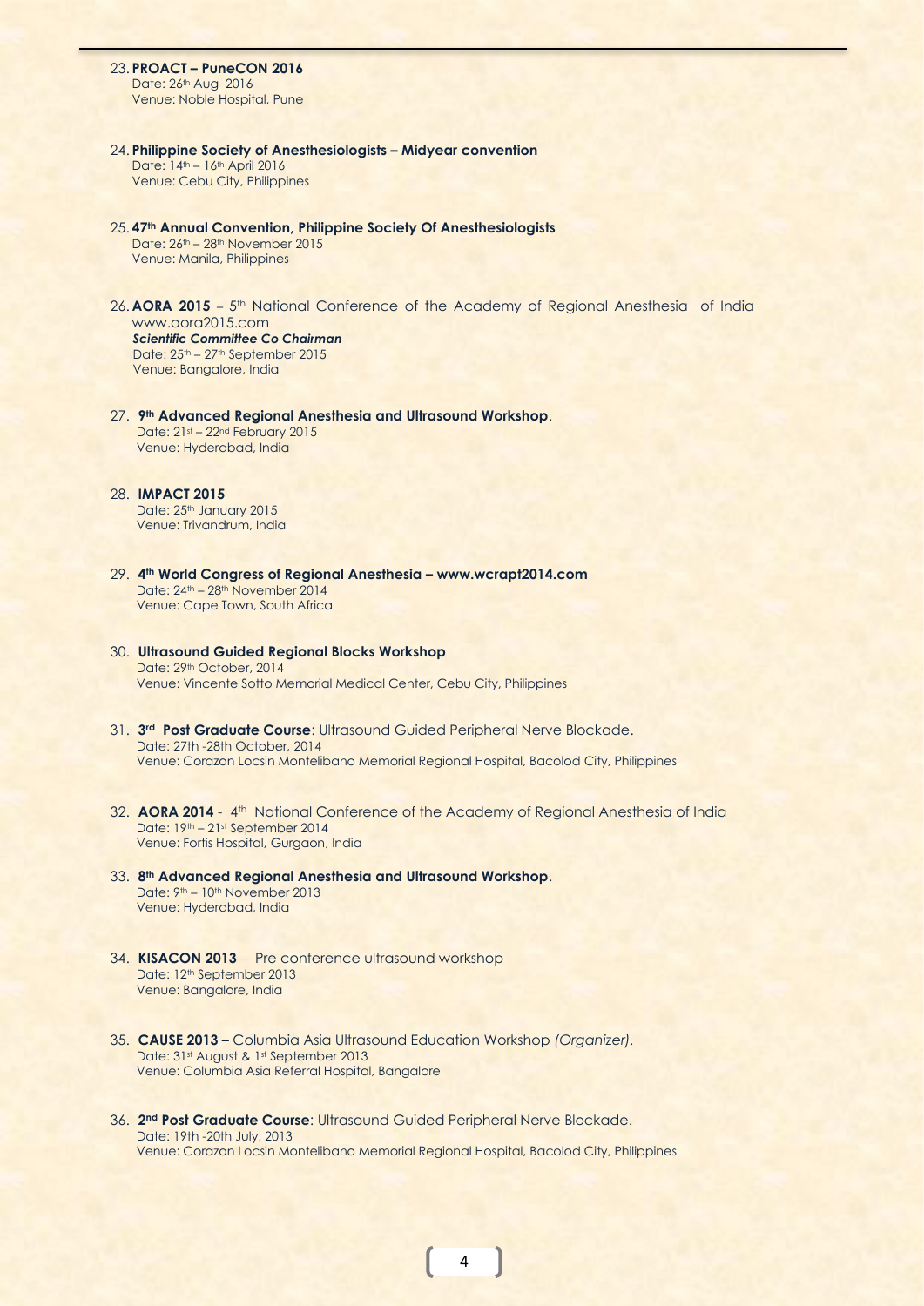23. **PROACT – PuneCON 2016**
    Date: 26th Aug 2016
    Venue: Noble Hospital, Pune

24. **Philippine Society of Anesthesiologists – Midyear convention**
    Date: 14th – 16th April 2016
    Venue: Cebu City, Philippines

25. **47th Annual Convention, Philippine Society Of Anesthesiologists**
    Date: 26th – 28th November 2015
    Venue: Manila, Philippines

26. **AORA 2015** – 5th National Conference of the Academy of Regional Anesthesia of India www.aora2015.com
    ***Scientific Committee Co Chairman***
    Date: 25th – 27th September 2015
    Venue: Bangalore, India

27. **9th Advanced Regional Anesthesia and Ultrasound Workshop**.
    Date: 21st – 22nd February 2015
    Venue: Hyderabad, India

28. **IMPACT 2015**
    Date: 25th January 2015
    Venue: Trivandrum, India

29. **4th World Congress of Regional Anesthesia – www.wcrapt2014.com**
    Date: 24th – 28th November 2014
    Venue: Cape Town, South Africa

30. **Ultrasound Guided Regional Blocks Workshop**
    Date: 29th October, 2014
    Venue: Vincente Sotto Memorial Medical Center, Cebu City, Philippines

31. **3rd Post Graduate Course**: Ultrasound Guided Peripheral Nerve Blockade.
    Date: 27th -28th October, 2014
    Venue: Corazon Locsin Montelibano Memorial Regional Hospital, Bacolod City, Philippines

32. **AORA 2014** - 4th National Conference of the Academy of Regional Anesthesia of India
    Date: 19th – 21st September 2014
    Venue: Fortis Hospital, Gurgaon, India

33. **8th Advanced Regional Anesthesia and Ultrasound Workshop**.
    Date: 9th – 10th November 2013
    Venue: Hyderabad, India

34. **KISACON 2013** – Pre conference ultrasound workshop
    Date: 12th September 2013
    Venue: Bangalore, India

35. **CAUSE 2013** – Columbia Asia Ultrasound Education Workshop *(Organizer)*.
    Date: 31st August & 1st September 2013
    Venue: Columbia Asia Referral Hospital, Bangalore

36. **2nd Post Graduate Course**: Ultrasound Guided Peripheral Nerve Blockade.
    Date: 19th -20th July, 2013
    Venue: Corazon Locsin Montelibano Memorial Regional Hospital, Bacolod City, Philippines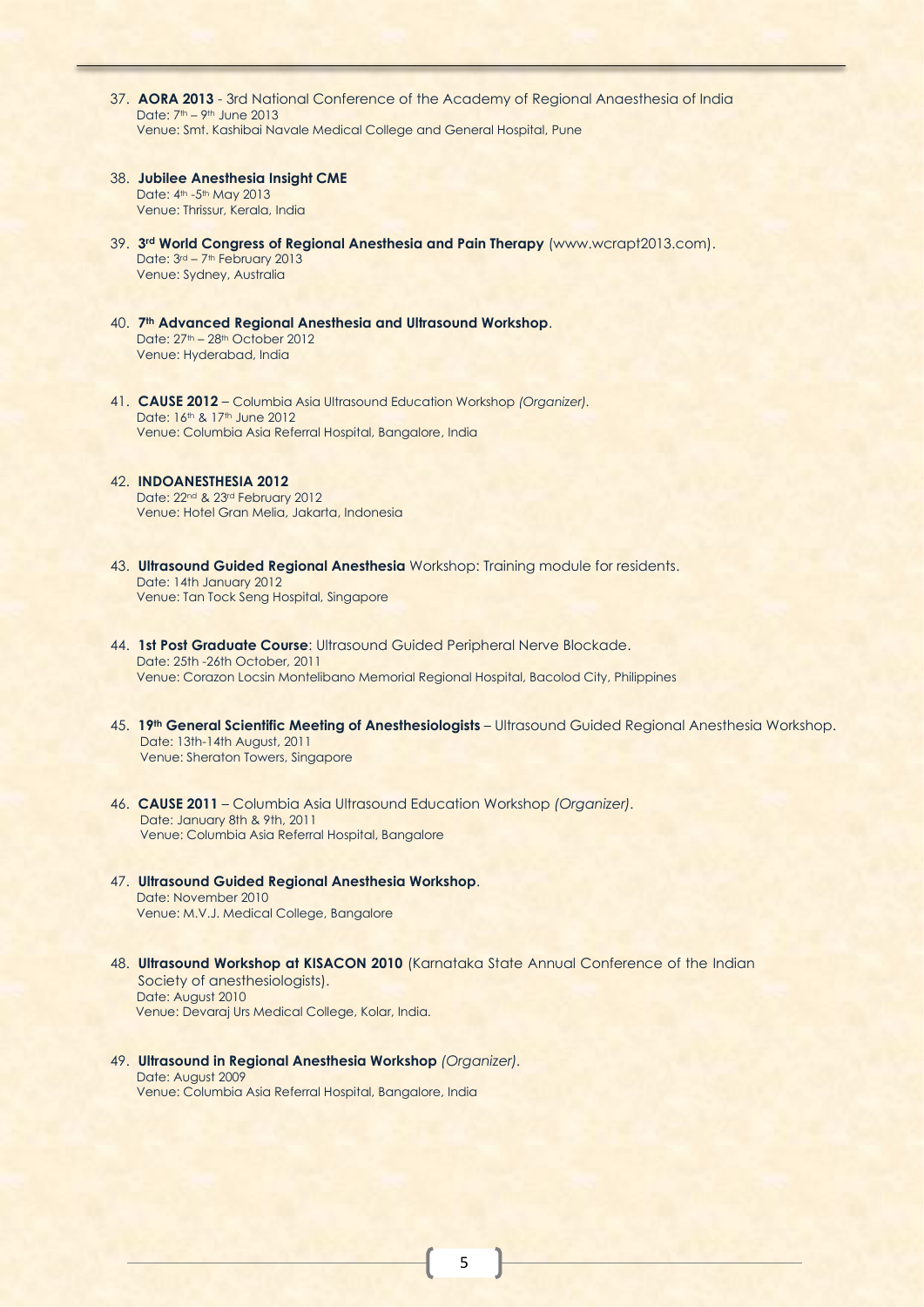37. **AORA 2013** - 3rd National Conference of the Academy of Regional Anaesthesia of India
    Date: 7th – 9th June 2013
    Venue: Smt. Kashibai Navale Medical College and General Hospital, Pune

38. **Jubilee Anesthesia Insight CME**
    Date: 4th -5th May 2013
    Venue: Thrissur, Kerala, India

39. **3rd World Congress of Regional Anesthesia and Pain Therapy** (www.wcrapt2013.com).
    Date: 3rd – 7th February 2013
    Venue: Sydney, Australia

40. **7th Advanced Regional Anesthesia and Ultrasound Workshop**.
    Date: 27th – 28th October 2012
    Venue: Hyderabad, India

41. **CAUSE 2012** – Columbia Asia Ultrasound Education Workshop *(Organizer)*.
    Date: 16th & 17th June 2012
    Venue: Columbia Asia Referral Hospital, Bangalore, India

42. **INDOANESTHESIA 2012**
    Date: 22nd & 23rd February 2012
    Venue: Hotel Gran Melia, Jakarta, Indonesia

43. **Ultrasound Guided Regional Anesthesia** Workshop: Training module for residents.
    Date: 14th January 2012
    Venue: Tan Tock Seng Hospital, Singapore

44. **1st Post Graduate Course**: Ultrasound Guided Peripheral Nerve Blockade.
    Date: 25th -26th October, 2011
    Venue: Corazon Locsin Montelibano Memorial Regional Hospital, Bacolod City, Philippines

45. **19th General Scientific Meeting of Anesthesiologists** – Ultrasound Guided Regional Anesthesia Workshop.
    Date: 13th-14th August, 2011
    Venue: Sheraton Towers, Singapore

46. **CAUSE 2011** – Columbia Asia Ultrasound Education Workshop *(Organizer)*.
    Date: January 8th & 9th, 2011
    Venue: Columbia Asia Referral Hospital, Bangalore

47. **Ultrasound Guided Regional Anesthesia Workshop**.
    Date: November 2010
    Venue: M.V.J. Medical College, Bangalore

48. **Ultrasound Workshop at KISACON 2010** (Karnataka State Annual Conference of the Indian Society of anesthesiologists).
    Date: August 2010
    Venue: Devaraj Urs Medical College, Kolar, India.

49. **Ultrasound in Regional Anesthesia Workshop** *(Organizer)*.
    Date: August 2009
    Venue: Columbia Asia Referral Hospital, Bangalore, India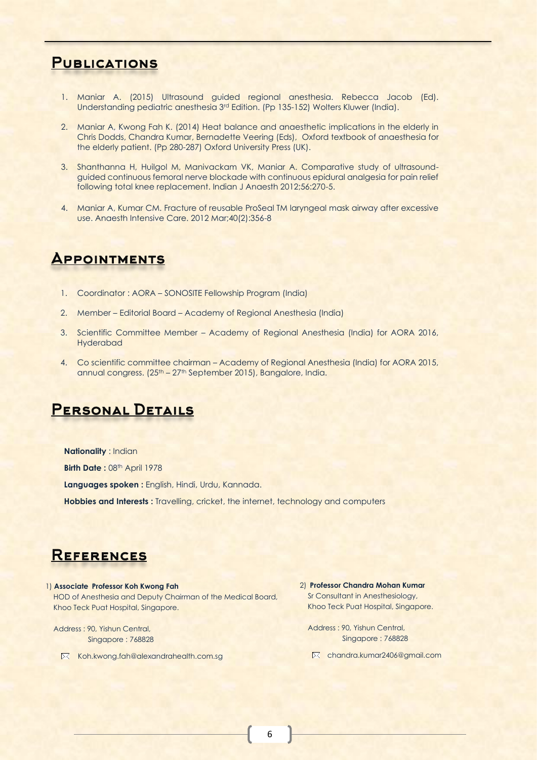## Publications

1. Maniar A. (2015) Ultrasound guided regional anesthesia. Rebecca Jacob (Ed). Understanding pediatric anesthesia 3rd Edition. (Pp 135-152) Wolters Kluwer (India).

2. Maniar A, Kwong Fah K. (2014) Heat balance and anaesthetic implications in the elderly in Chris Dodds, Chandra Kumar, Bernadette Veering (Eds), Oxford textbook of anaesthesia for the elderly patient. (Pp 280-287) Oxford University Press (UK).

3. Shanthanna H, Huilgol M, Manivackam VK, Maniar A. Comparative study of ultrasound-guided continuous femoral nerve blockade with continuous epidural analgesia for pain relief following total knee replacement. Indian J Anaesth 2012;56:270-5.

4. Maniar A, Kumar CM. Fracture of reusable ProSeal TM laryngeal mask airway after excessive use. Anaesth Intensive Care. 2012 Mar;40(2):356-8

## Appointments

1. Coordinator : AORA – SONOSITE Fellowship Program (India)

2. Member – Editorial Board – Academy of Regional Anesthesia (India)

3. Scientific Committee Member – Academy of Regional Anesthesia (India) for AORA 2016, Hyderabad

4. Co scientific committee chairman – Academy of Regional Anesthesia (India) for AORA 2015, annual congress. (25th – 27th September 2015), Bangalore, India.

## Personal Details

**Nationality** : Indian

**Birth Date :** 08th April 1978

**Languages spoken :** English, Hindi, Urdu, Kannada.

**Hobbies and Interests :** Travelling, cricket, the internet, technology and computers

## References

1) **Associate Professor Koh Kwong Fah**
HOD of Anesthesia and Deputy Chairman of the Medical Board,
Khoo Teck Puat Hospital, Singapore.

Address : 90, Yishun Central,
Singapore : 768828

Koh.kwong.fah@alexandrahealth.com.sg

2) **Professor Chandra Mohan Kumar**
Sr Consultant in Anesthesiology,
Khoo Teck Puat Hospital, Singapore.

Address : 90, Yishun Central,
Singapore : 768828

chandra.kumar2406@gmail.com